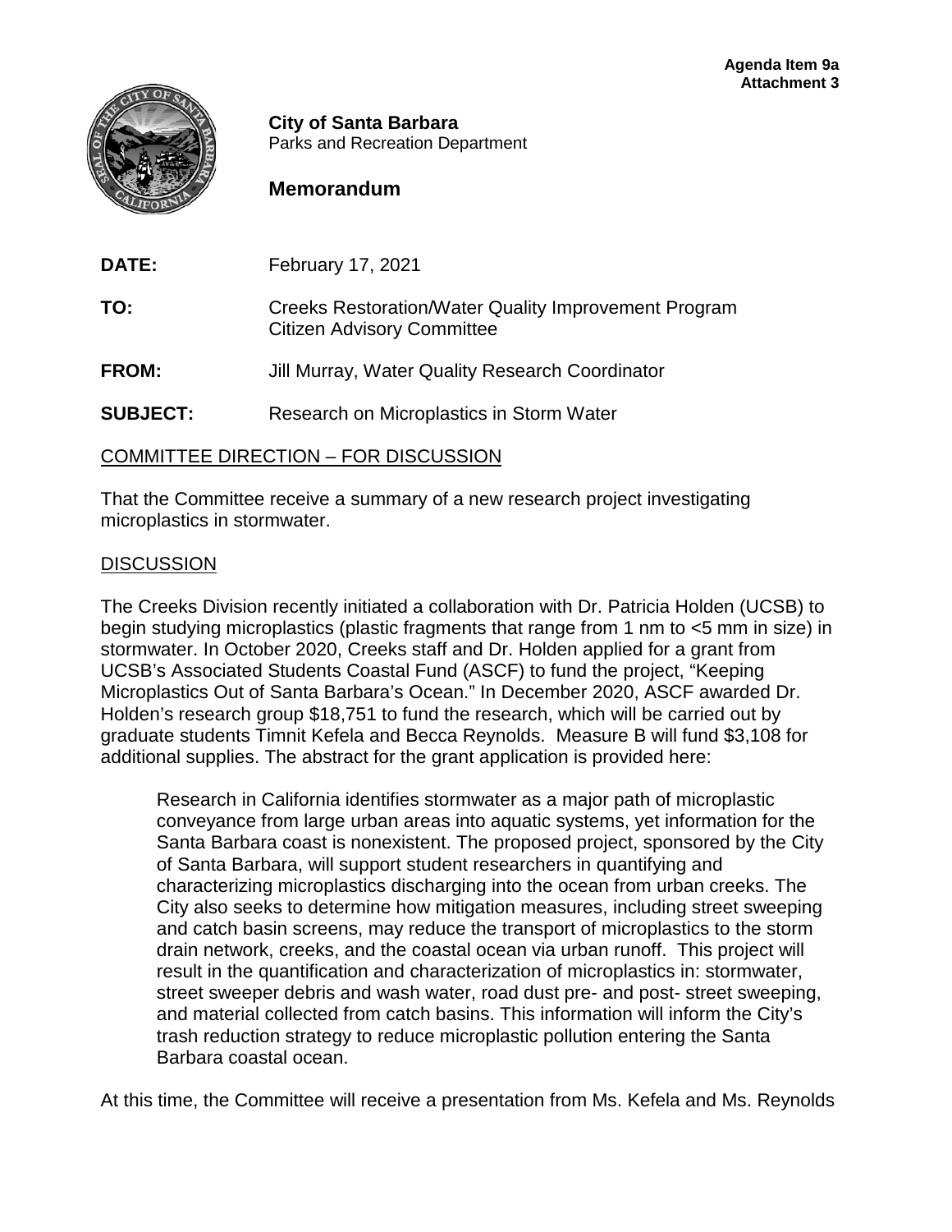**Agenda Item 9a**
**Attachment 3**

**City of Santa Barbara**
Parks and Recreation Department

## Memorandum

**DATE:** February 17, 2021

**TO:** Creeks Restoration/Water Quality Improvement Program Citizen Advisory Committee

**FROM:** Jill Murray, Water Quality Research Coordinator

**SUBJECT:** Research on Microplastics in Storm Water

COMMITTEE DIRECTION – FOR DISCUSSION

That the Committee receive a summary of a new research project investigating microplastics in stormwater.

DISCUSSION

The Creeks Division recently initiated a collaboration with Dr. Patricia Holden (UCSB) to begin studying microplastics (plastic fragments that range from 1 nm to <5 mm in size) in stormwater. In October 2020, Creeks staff and Dr. Holden applied for a grant from UCSB's Associated Students Coastal Fund (ASCF) to fund the project, "Keeping Microplastics Out of Santa Barbara's Ocean." In December 2020, ASCF awarded Dr. Holden's research group $18,751 to fund the research, which will be carried out by graduate students Timnit Kefela and Becca Reynolds. Measure B will fund $3,108 for additional supplies. The abstract for the grant application is provided here:

> Research in California identifies stormwater as a major path of microplastic conveyance from large urban areas into aquatic systems, yet information for the Santa Barbara coast is nonexistent. The proposed project, sponsored by the City of Santa Barbara, will support student researchers in quantifying and characterizing microplastics discharging into the ocean from urban creeks. The City also seeks to determine how mitigation measures, including street sweeping and catch basin screens, may reduce the transport of microplastics to the storm drain network, creeks, and the coastal ocean via urban runoff. This project will result in the quantification and characterization of microplastics in: stormwater, street sweeper debris and wash water, road dust pre- and post- street sweeping, and material collected from catch basins. This information will inform the City's trash reduction strategy to reduce microplastic pollution entering the Santa Barbara coastal ocean.

At this time, the Committee will receive a presentation from Ms. Kefela and Ms. Reynolds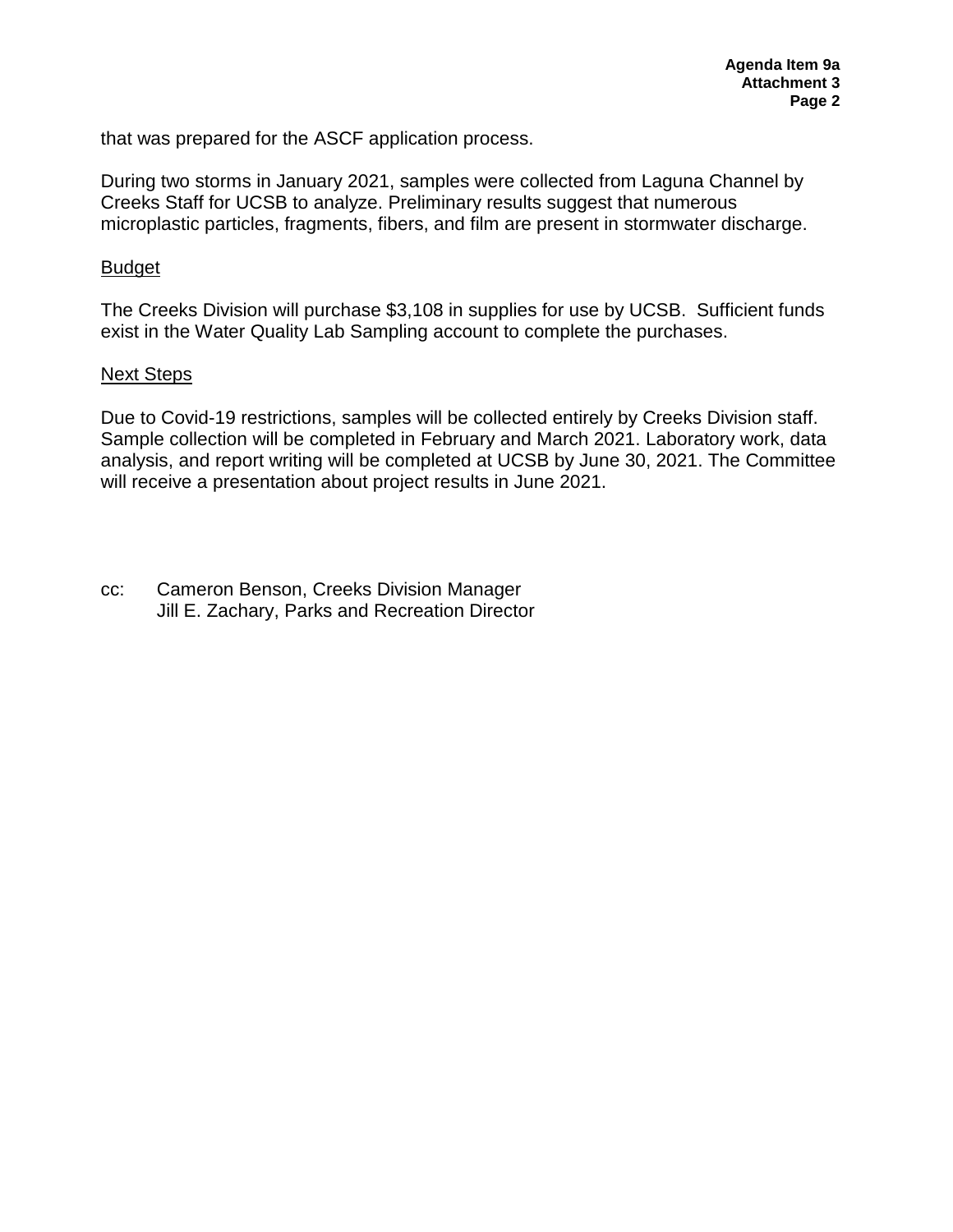that was prepared for the ASCF application process.

During two storms in January 2021, samples were collected from Laguna Channel by Creeks Staff for UCSB to analyze. Preliminary results suggest that numerous microplastic particles, fragments, fibers, and film are present in stormwater discharge.

## Budget

The Creeks Division will purchase $3,108 in supplies for use by UCSB. Sufficient funds exist in the Water Quality Lab Sampling account to complete the purchases.

## Next Steps

Due to Covid-19 restrictions, samples will be collected entirely by Creeks Division staff. Sample collection will be completed in February and March 2021. Laboratory work, data analysis, and report writing will be completed at UCSB by June 30, 2021. The Committee will receive a presentation about project results in June 2021.

cc: Cameron Benson, Creeks Division Manager
Jill E. Zachary, Parks and Recreation Director